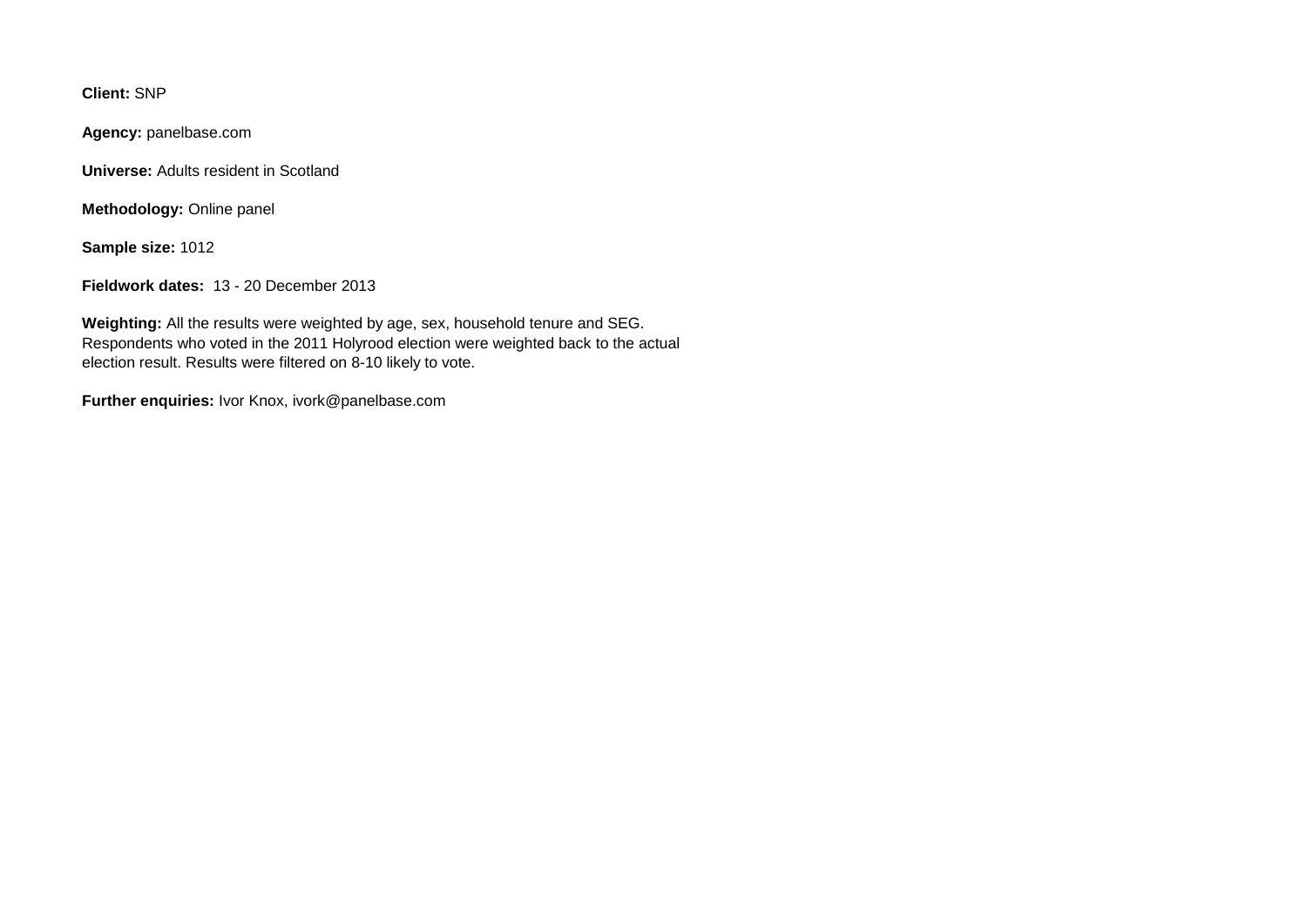**Client:** SNP

**Agency:** panelbase.com

**Universe:** Adults resident in Scotland

**Methodology:** Online panel

**Sample size:** 1012

**Fieldwork dates:** 13 - 20 December 2013

**Weighting:** All the results were weighted by age, sex, household tenure and SEG. Respondents who voted in the 2011 Holyrood election were weighted back to the actual election result. Results were filtered on 8-10 likely to vote.

**Further enquiries:** Ivor Knox, ivork@panelbase.com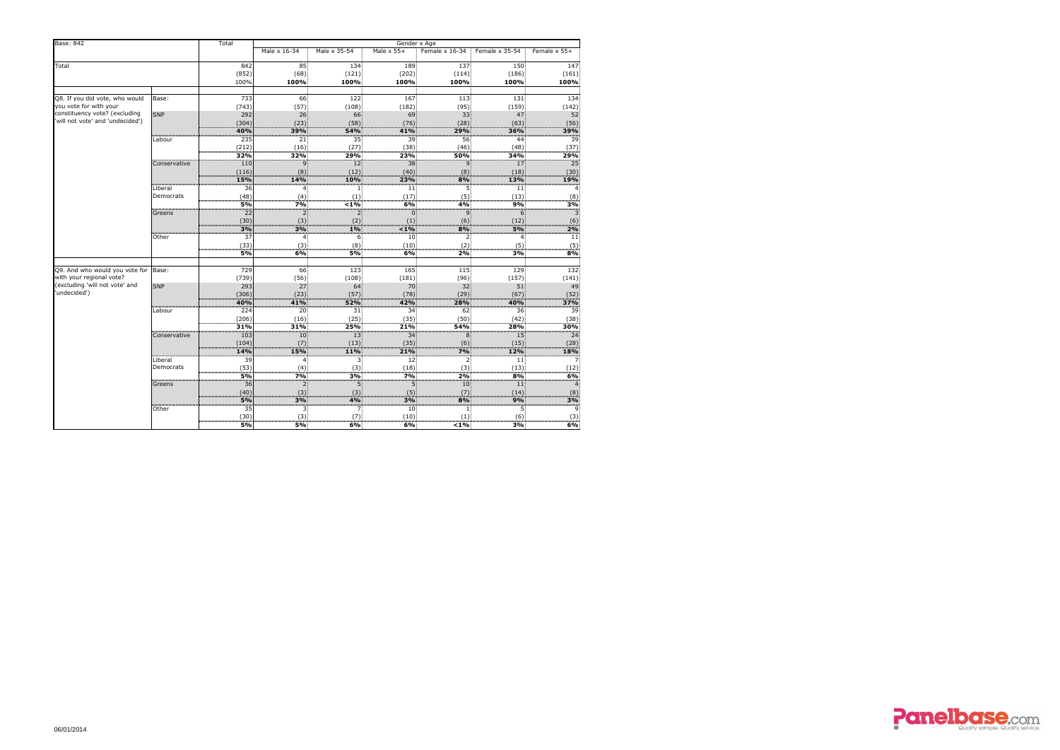| Base: 842 | | Total | Gender x Age | | | | | |
|---|---|---|---|---|---|---|---|---|
| | | | Male x 16-34 | Male x 35-54 | Male x 55+ | Female x 16-34 | Female x 35-54 | Female x 55+ |
| Total | | 842 | 85 | 134 | 189 | 137 | 150 | 147 |
| | | (852) | (68) | (121) | (202) | (114) | (186) | (161) |
| | | 100% | **100%** | **100%** | **100%** | **100%** | **100%** | **100%** |
| Q8. If you did vote, who would you vote for with your constituency vote? (excluding 'will not vote' and 'undecided') | Base: | 733 | 66 | 122 | 167 | 113 | 131 | 134 |
| | | (743) | (57) | (108) | (182) | (95) | (159) | (142) |
| | SNP | 292 | 26 | 66 | 69 | 33 | 47 | 52 |
| | | (304) | (23) | (58) | (76) | (28) | (63) | (56) |
| | | **40%** | **39%** | **54%** | **41%** | **29%** | **36%** | **39%** |
| | Labour | 235 | 21 | 35 | 39 | 56 | 44 | 39 |
| | | (212) | (16) | (27) | (38) | (46) | (48) | (37) |
| | | **32%** | **32%** | **29%** | **23%** | **50%** | **34%** | **29%** |
| | Conservative | 110 | 9 | 12 | 38 | 9 | 17 | 25 |
| | | (116) | (8) | (12) | (40) | (8) | (18) | (30) |
| | | **15%** | **14%** | **10%** | **23%** | **8%** | **13%** | **19%** |
| | Liberal Democrats | 36 | 4 | 1 | 11 | 5 | 11 | 4 |
| | | (48) | (4) | (1) | (17) | (5) | (13) | (8) |
| | | **5%** | **7%** | **<1%** | **6%** | **4%** | **9%** | **3%** |
| | Greens | 22 | 2 | 2 | 0 | 9 | 6 | 3 |
| | | (30) | (3) | (2) | (1) | (6) | (12) | (6) |
| | | **3%** | **3%** | **1%** | **<1%** | **8%** | **5%** | **2%** |
| | Other | 37 | 4 | 6 | 10 | 2 | 4 | 11 |
| | | (33) | (3) | (8) | (10) | (2) | (5) | (5) |
| | | **5%** | **6%** | **5%** | **6%** | **2%** | **3%** | **8%** |
| Q9. And who would you vote for with your regional vote? (excluding 'will not vote' and 'undecided') | Base: | 729 | 66 | 123 | 165 | 115 | 129 | 132 |
| | | (739) | (56) | (108) | (181) | (96) | (157) | (141) |
| | SNP | 293 | 27 | 64 | 70 | 32 | 51 | 49 |
| | | (306) | (23) | (57) | (78) | (29) | (67) | (52) |
| | | **40%** | **41%** | **52%** | **42%** | **28%** | **40%** | **37%** |
| | Labour | 224 | 20 | 31 | 34 | 62 | 36 | 39 |
| | | (206) | (16) | (25) | (35) | (50) | (42) | (38) |
| | | **31%** | **31%** | **25%** | **21%** | **54%** | **28%** | **30%** |
| | Conservative | 103 | 10 | 13 | 34 | 8 | 15 | 24 |
| | | (104) | (7) | (13) | (35) | (6) | (15) | (28) |
| | | **14%** | **15%** | **11%** | **21%** | **7%** | **12%** | **18%** |
| | Liberal Democrats | 39 | 4 | 3 | 12 | 2 | 11 | 7 |
| | | (53) | (4) | (3) | (18) | (3) | (13) | (12) |
| | | **5%** | **7%** | **3%** | **7%** | **2%** | **8%** | **6%** |
| | Greens | 36 | 2 | 5 | 5 | 10 | 11 | 4 |
| | | (40) | (3) | (3) | (5) | (7) | (14) | (8) |
| | | **5%** | **3%** | **4%** | **3%** | **8%** | **9%** | **3%** |
| | Other | 35 | 3 | 7 | 10 | 1 | 5 | 9 |
| | | (30) | (3) | (7) | (10) | (1) | (6) | (3) |
| | | **5%** | **5%** | **6%** | **6%** | **<1%** | **3%** | **6%** |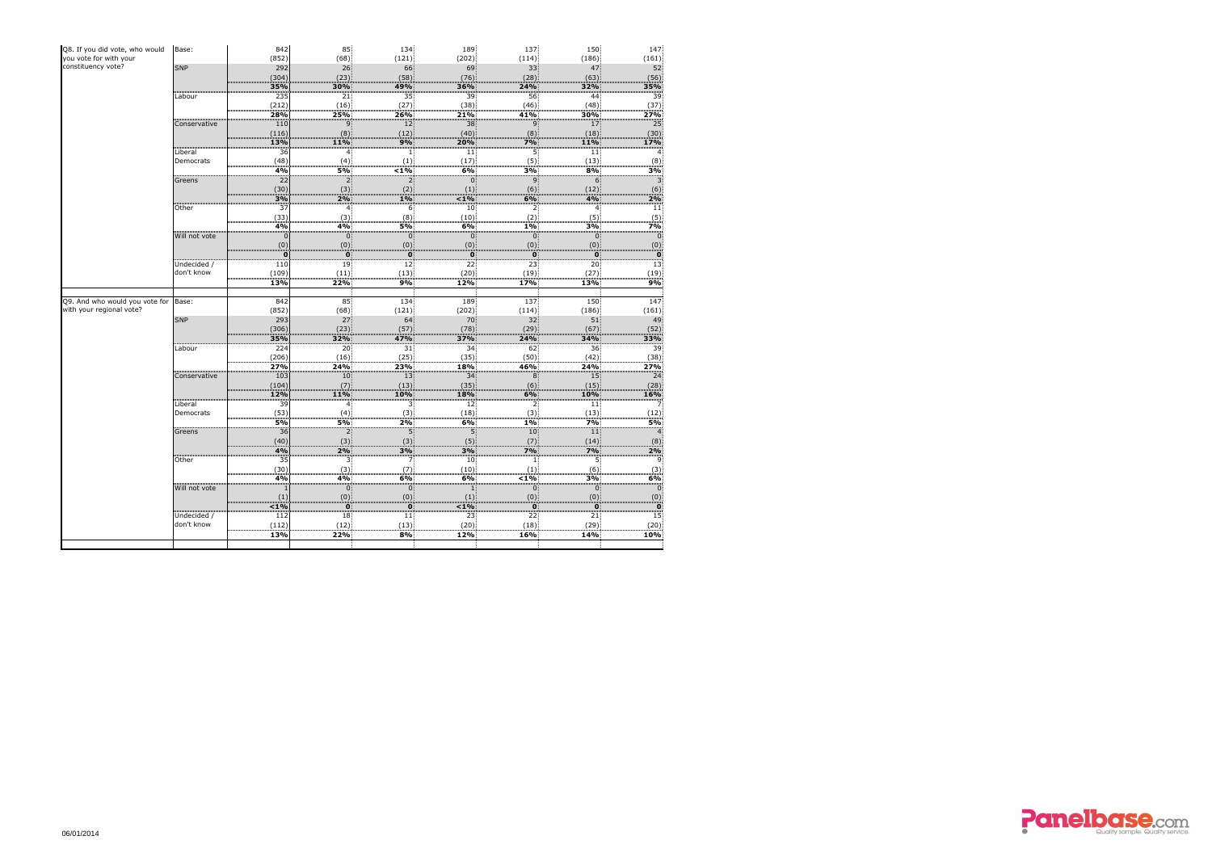| | | | | | | | | |
|---|---|---|---|---|---|---|---|---|
| Q8. If you did vote, who would you vote for with your constituency vote? | Base: | 842 | 85 | 134 | 189 | 137 | 150 | 147 |
| | | (852) | (68) | (121) | (202) | (114) | (186) | (161) |
| | SNP | 292 | 26 | 66 | 69 | 33 | 47 | 52 |
| | | (304) | (23) | (58) | (76) | (28) | (63) | (56) |
| | | **35%** | **30%** | **49%** | **36%** | **24%** | **32%** | **35%** |
| | Labour | 235 | 21 | 35 | 39 | 56 | 44 | 39 |
| | | (212) | (16) | (27) | (38) | (46) | (48) | (37) |
| | | **28%** | **25%** | **26%** | **21%** | **41%** | **30%** | **27%** |
| | Conservative | 110 | 9 | 12 | 38 | 9 | 17 | 25 |
| | | (116) | (8) | (12) | (40) | (8) | (18) | (30) |
| | | **13%** | **11%** | **9%** | **20%** | **7%** | **11%** | **17%** |
| | Liberal Democrats | 36 | 4 | 1 | 11 | 5 | 11 | 4 |
| | | (48) | (4) | (1) | (17) | (5) | (13) | (8) |
| | | **4%** | **5%** | **<1%** | **6%** | **3%** | **8%** | **3%** |
| | Greens | 22 | 2 | 2 | 0 | 9 | 6 | 3 |
| | | (30) | (3) | (2) | (1) | (6) | (12) | (6) |
| | | **3%** | **2%** | **1%** | **<1%** | **6%** | **4%** | **2%** |
| | Other | 37 | 4 | 6 | 10 | 2 | 4 | 11 |
| | | (33) | (3) | (8) | (10) | (2) | (5) | (5) |
| | | **4%** | **4%** | **5%** | **6%** | **1%** | **3%** | **7%** |
| | Will not vote | 0 | 0 | 0 | 0 | 0 | 0 | 0 |
| | | (0) | (0) | (0) | (0) | (0) | (0) | (0) |
| | | **0** | **0** | **0** | **0** | **0** | **0** | **0** |
| | Undecided / don't know | 110 | 19 | 12 | 22 | 23 | 20 | 13 |
| | | (109) | (11) | (13) | (20) | (19) | (27) | (19) |
| | | **13%** | **22%** | **9%** | **12%** | **17%** | **13%** | **9%** |
| Q9. And who would you vote for with your regional vote? | Base: | 842 | 85 | 134 | 189 | 137 | 150 | 147 |
| | | (852) | (68) | (121) | (202) | (114) | (186) | (161) |
| | SNP | 293 | 27 | 64 | 70 | 32 | 51 | 49 |
| | | (306) | (23) | (57) | (78) | (29) | (67) | (52) |
| | | **35%** | **32%** | **47%** | **37%** | **24%** | **34%** | **33%** |
| | Labour | 224 | 20 | 31 | 34 | 62 | 36 | 39 |
| | | (206) | (16) | (25) | (35) | (50) | (42) | (38) |
| | | **27%** | **24%** | **23%** | **18%** | **46%** | **24%** | **27%** |
| | Conservative | 103 | 10 | 13 | 34 | 8 | 15 | 24 |
| | | (104) | (7) | (13) | (35) | (6) | (15) | (28) |
| | | **12%** | **11%** | **10%** | **18%** | **6%** | **10%** | **16%** |
| | Liberal Democrats | 39 | 4 | 3 | 12 | 2 | 11 | 7 |
| | | (53) | (4) | (3) | (18) | (3) | (13) | (12) |
| | | **5%** | **5%** | **2%** | **6%** | **1%** | **7%** | **5%** |
| | Greens | 36 | 2 | 5 | 5 | 10 | 11 | 4 |
| | | (40) | (3) | (3) | (5) | (7) | (14) | (8) |
| | | **4%** | **2%** | **3%** | **3%** | **7%** | **7%** | **2%** |
| | Other | 35 | 3 | 7 | 10 | 1 | 5 | 9 |
| | | (30) | (3) | (7) | (10) | (1) | (6) | (3) |
| | | **4%** | **4%** | **6%** | **6%** | **<1%** | **3%** | **6%** |
| | Will not vote | 1 | 0 | 0 | 1 | 0 | 0 | 0 |
| | | (1) | (0) | (0) | (1) | (0) | (0) | (0) |
| | | **<1%** | **0** | **0** | **<1%** | **0** | **0** | **0** |
| | Undecided / don't know | 112 | 18 | 11 | 23 | 22 | 21 | 15 |
| | | (112) | (12) | (13) | (20) | (18) | (29) | (20) |
| | | **13%** | **22%** | **8%** | **12%** | **16%** | **14%** | **10%** |

06/01/2014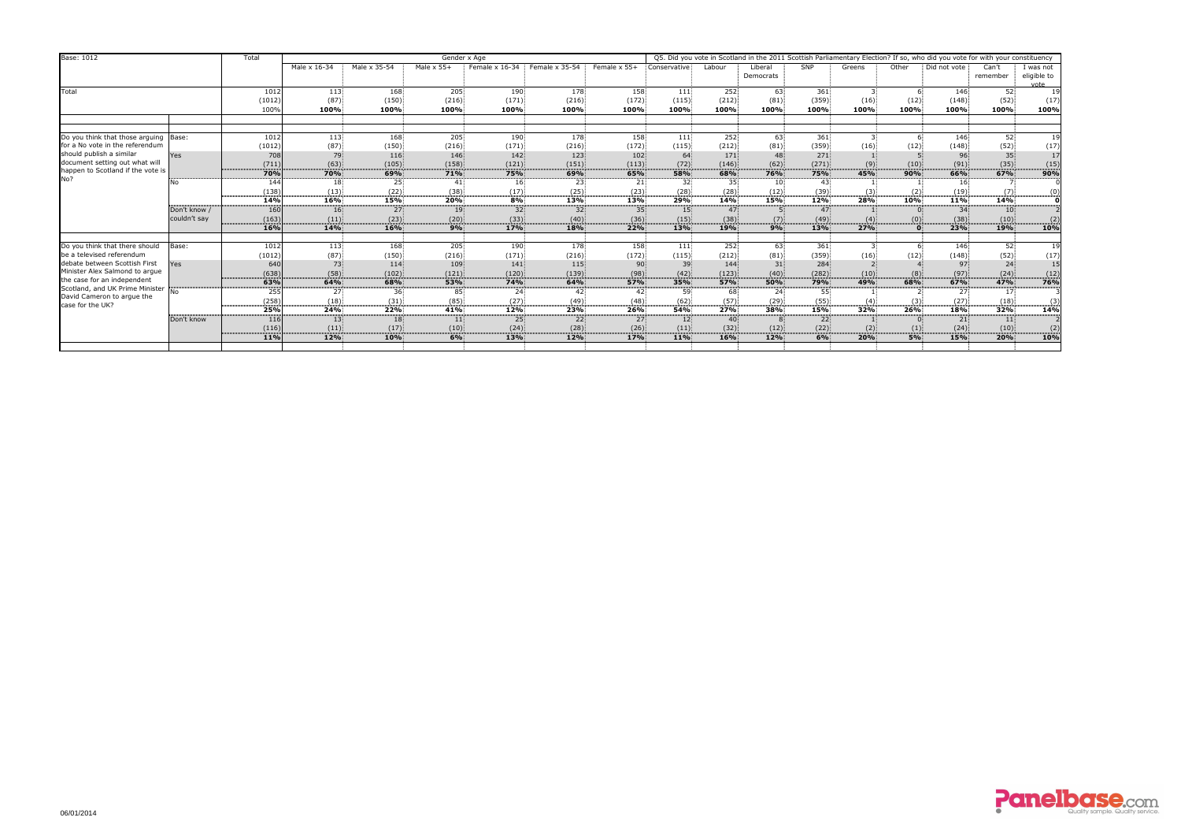| Base: 1012 | | Total | Gender x Age | | | | | | Q5. Did you vote in Scotland in the 2011 Scottish Parliamentary Election? If so, who did you vote for with your constituency | | | | | | | | |
|---|---|---|---|---|---|---|---|---|---|---|---|---|---|---|---|---|---|
| | | | Male x 16-34 | Male x 35-54 | Male x 55+ | Female x 16-34 | Female x 35-54 | Female x 55+ | Conservative | Labour | Liberal Democrats | SNP | Greens | Other | Did not vote | Can't remember | I was not eligible to vote |
| Total | | 1012 | 113 | 168 | 205 | 190 | 178 | 158 | 111 | 252 | 63 | 361 | 3 | 6 | 146 | 52 | 19 |
| | | (1012) | (87) | (150) | (216) | (171) | (216) | (172) | (115) | (212) | (81) | (359) | (16) | (12) | (148) | (52) | (17) |
| | | 100% | **100%** | **100%** | **100%** | **100%** | **100%** | **100%** | **100%** | **100%** | **100%** | **100%** | **100%** | **100%** | **100%** | **100%** | **100%** |
| Do you think that those arguing for a No vote in the referendum should publish a similar document setting out what will happen to Scotland if the vote is No? | Base: | 1012 | 113 | 168 | 205 | 190 | 178 | 158 | 111 | 252 | 63 | 361 | 3 | 6 | 146 | 52 | 19 |
| | | (1012) | (87) | (150) | (216) | (171) | (216) | (172) | (115) | (212) | (81) | (359) | (16) | (12) | (148) | (52) | (17) |
| | Yes | 708 | 79 | 116 | 146 | 142 | 123 | 102 | 64 | 171 | 48 | 271 | 1 | 5 | 96 | 35 | 17 |
| | | (711) | (63) | (105) | (158) | (121) | (151) | (113) | (72) | (146) | (62) | (271) | (9) | (10) | (91) | (35) | (15) |
| | | **70%** | **70%** | **69%** | **71%** | **75%** | **69%** | **65%** | **58%** | **68%** | **76%** | **75%** | **45%** | **90%** | **66%** | **67%** | **90%** |
| | No | 144 | 18 | 25 | 41 | 16 | 23 | 21 | 32 | 35 | 10 | 43 | 1 | 1 | 16 | 7 | 0 |
| | | (138) | (13) | (22) | (38) | (17) | (25) | (23) | (28) | (28) | (12) | (39) | (3) | (2) | (19) | (7) | (0) |
| | | **14%** | **16%** | **15%** | **20%** | **8%** | **13%** | **13%** | **29%** | **14%** | **15%** | **12%** | **28%** | **10%** | **11%** | **14%** | **0** |
| | Don't know / couldn't say | 160 | 16 | 27 | 19 | 32 | 32 | 35 | 15 | 47 | 5 | 47 | 1 | 0 | 34 | 10 | 2 |
| | | (163) | (11) | (23) | (20) | (33) | (40) | (36) | (15) | (38) | (7) | (49) | (4) | (0) | (38) | (10) | (2) |
| | | **16%** | **14%** | **16%** | **9%** | **17%** | **18%** | **22%** | **13%** | **19%** | **9%** | **13%** | **27%** | **0** | **23%** | **19%** | **10%** |
| Do you think that there should be a televised referendum debate between Scottish First Minister Alex Salmond to argue the case for an independent Scotland, and UK Prime Minister David Cameron to argue the case for the UK? | Base: | 1012 | 113 | 168 | 205 | 190 | 178 | 158 | 111 | 252 | 63 | 361 | 3 | 6 | 146 | 52 | 19 |
| | | (1012) | (87) | (150) | (216) | (171) | (216) | (172) | (115) | (212) | (81) | (359) | (16) | (12) | (148) | (52) | (17) |
| | Yes | 640 | 73 | 114 | 109 | 141 | 115 | 90 | 39 | 144 | 31 | 284 | 2 | 4 | 97 | 24 | 15 |
| | | (638) | (58) | (102) | (121) | (120) | (139) | (98) | (42) | (123) | (40) | (282) | (10) | (8) | (97) | (24) | (12) |
| | | **63%** | **64%** | **68%** | **53%** | **74%** | **64%** | **57%** | **35%** | **57%** | **50%** | **79%** | **49%** | **68%** | **67%** | **47%** | **76%** |
| | No | 255 | 27 | 36 | 85 | 24 | 42 | 42 | 59 | 68 | 24 | 55 | 1 | 2 | 27 | 17 | 3 |
| | | (258) | (18) | (31) | (85) | (27) | (49) | (48) | (62) | (57) | (29) | (55) | (4) | (3) | (27) | (18) | (3) |
| | | **25%** | **24%** | **22%** | **41%** | **12%** | **23%** | **26%** | **54%** | **27%** | **38%** | **15%** | **32%** | **26%** | **18%** | **32%** | **14%** |
| | Don't know | 116 | 13 | 18 | 11 | 25 | 22 | 27 | 12 | 40 | 8 | 22 | 1 | 0 | 21 | 11 | 2 |
| | | (116) | (11) | (17) | (10) | (24) | (28) | (26) | (11) | (32) | (12) | (22) | (2) | (1) | (24) | (10) | (2) |
| | | **11%** | **12%** | **10%** | **6%** | **13%** | **12%** | **17%** | **11%** | **16%** | **12%** | **6%** | **20%** | **5%** | **15%** | **20%** | **10%** |